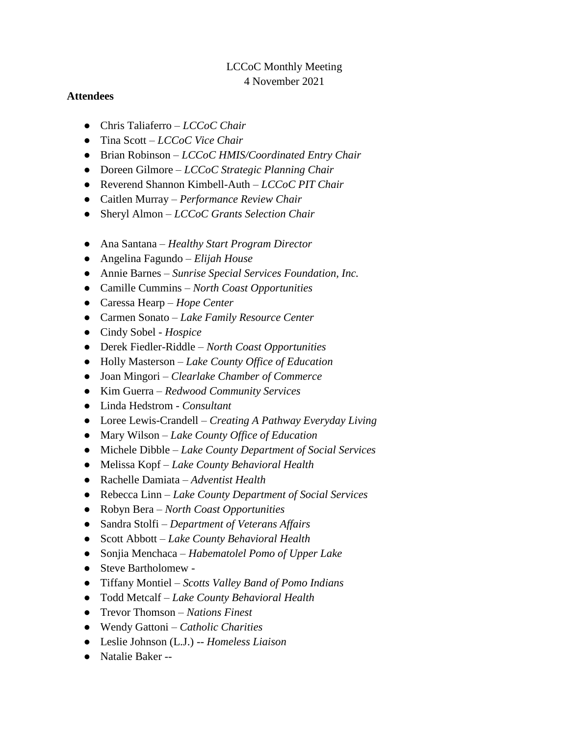LCCoC Monthly Meeting
4 November 2021

**Attendees**

- Chris Taliaferro – *LCCoC Chair*
- Tina Scott – *LCCoC Vice Chair*
- Brian Robinson – *LCCoC HMIS/Coordinated Entry Chair*
- Doreen Gilmore – *LCCoC Strategic Planning Chair*
- Reverend Shannon Kimbell-Auth – *LCCoC PIT Chair*
- Caitlen Murray – *Performance Review Chair*
- Sheryl Almon – *LCCoC Grants Selection Chair*

- Ana Santana – *Healthy Start Program Director*
- Angelina Fagundo – *Elijah House*
- Annie Barnes – *Sunrise Special Services Foundation, Inc.*
- Camille Cummins – *North Coast Opportunities*
- Caressa Hearp – *Hope Center*
- Carmen Sonato – *Lake Family Resource Center*
- Cindy Sobel - *Hospice*
- Derek Fiedler-Riddle – *North Coast Opportunities*
- Holly Masterson – *Lake County Office of Education*
- Joan Mingori – *Clearlake Chamber of Commerce*
- Kim Guerra – *Redwood Community Services*
- Linda Hedstrom - *Consultant*
- Loree Lewis-Crandell – *Creating A Pathway Everyday Living*
- Mary Wilson – *Lake County Office of Education*
- Michele Dibble – *Lake County Department of Social Services*
- Melissa Kopf – *Lake County Behavioral Health*
- Rachelle Damiata – *Adventist Health*
- Rebecca Linn – *Lake County Department of Social Services*
- Robyn Bera – *North Coast Opportunities*
- Sandra Stolfi – *Department of Veterans Affairs*
- Scott Abbott – *Lake County Behavioral Health*
- Sonjia Menchaca – *Habematolel Pomo of Upper Lake*
- Steve Bartholomew -
- Tiffany Montiel – *Scotts Valley Band of Pomo Indians*
- Todd Metcalf – *Lake County Behavioral Health*
- Trevor Thomson – *Nations Finest*
- Wendy Gattoni – *Catholic Charities*
- Leslie Johnson (L.J.) -- *Homeless Liaison*
- Natalie Baker --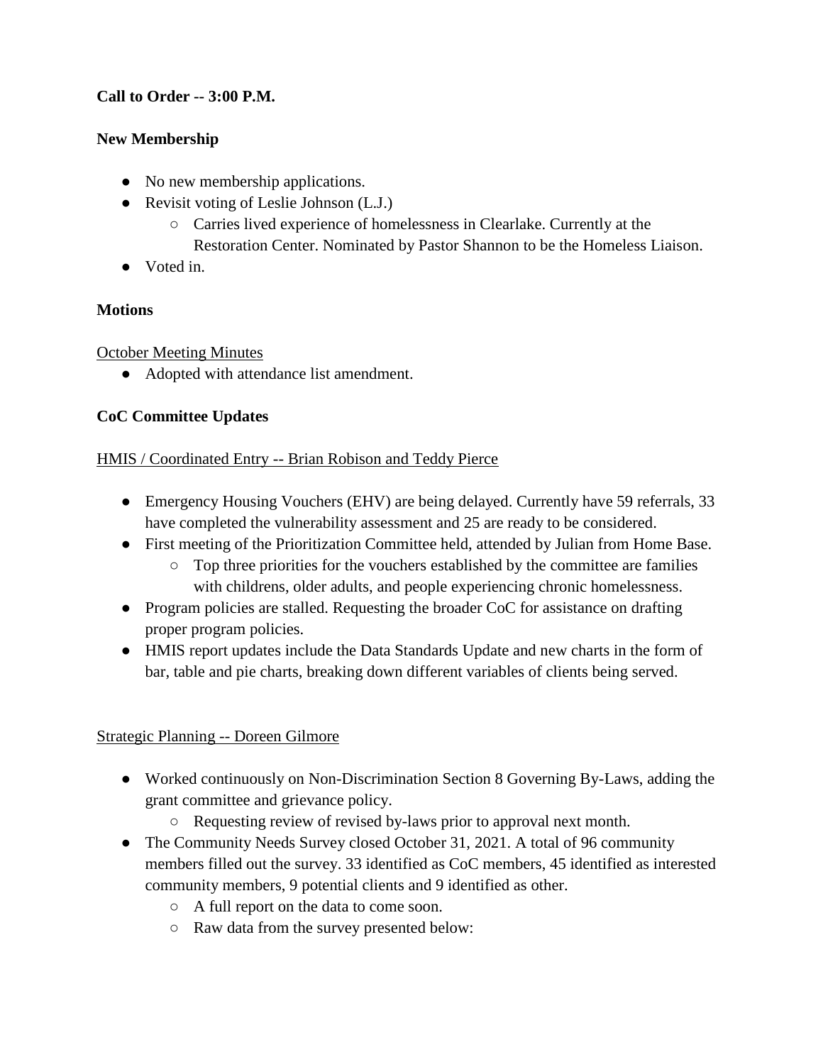**Call to Order -- 3:00 P.M.**

**New Membership**

- No new membership applications.
- Revisit voting of Leslie Johnson (L.J.)
  - Carries lived experience of homelessness in Clearlake. Currently at the Restoration Center. Nominated by Pastor Shannon to be the Homeless Liaison.
- Voted in.

**Motions**

<u>October Meeting Minutes</u>

- Adopted with attendance list amendment.

**CoC Committee Updates**

<u>HMIS / Coordinated Entry -- Brian Robison and Teddy Pierce</u>

- Emergency Housing Vouchers (EHV) are being delayed. Currently have 59 referrals, 33 have completed the vulnerability assessment and 25 are ready to be considered.
- First meeting of the Prioritization Committee held, attended by Julian from Home Base.
  - Top three priorities for the vouchers established by the committee are families with childrens, older adults, and people experiencing chronic homelessness.
- Program policies are stalled. Requesting the broader CoC for assistance on drafting proper program policies.
- HMIS report updates include the Data Standards Update and new charts in the form of bar, table and pie charts, breaking down different variables of clients being served.

<u>Strategic Planning -- Doreen Gilmore</u>

- Worked continuously on Non-Discrimination Section 8 Governing By-Laws, adding the grant committee and grievance policy.
  - Requesting review of revised by-laws prior to approval next month.
- The Community Needs Survey closed October 31, 2021. A total of 96 community members filled out the survey. 33 identified as CoC members, 45 identified as interested community members, 9 potential clients and 9 identified as other.
  - A full report on the data to come soon.
  - Raw data from the survey presented below: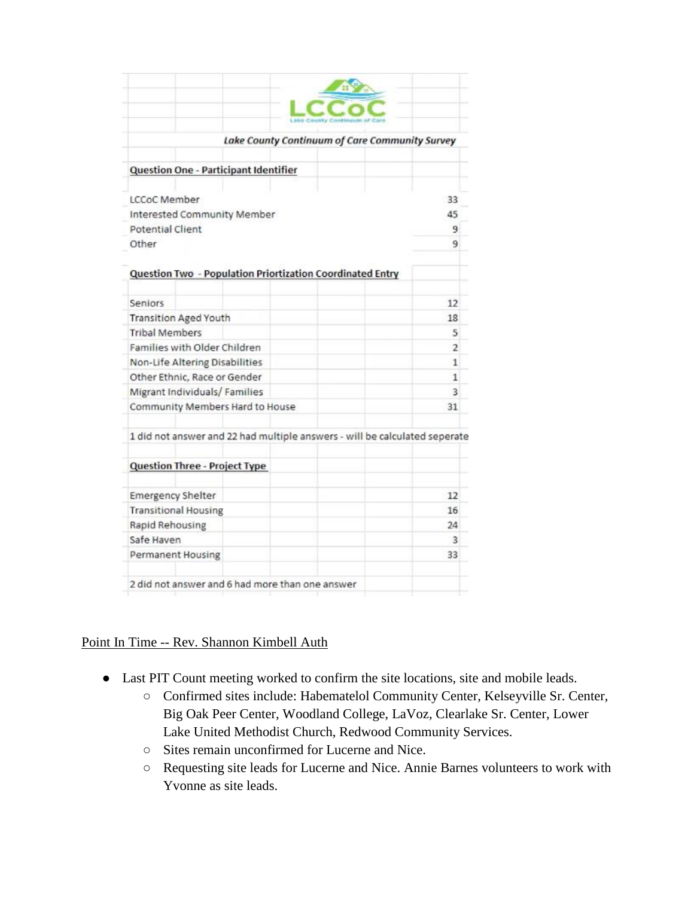LCCoC

Lake County Continuum of Care

*Lake County Continuum of Care Community Survey*

**Question One - Participant Identifier**

| | |
|---|---|
| LCCoC Member | 33 |
| Interested Community Member | 45 |
| Potential Client | 9 |
| Other | 9 |

**Question Two - Population Priortization Coordinated Entry**

| | |
|---|---|
| Seniors | 12 |
| Transition Aged Youth | 18 |
| Tribal Members | 5 |
| Families with Older Children | 2 |
| Non-Life Altering Disabilities | 1 |
| Other Ethnic, Race or Gender | 1 |
| Migrant Individuals/ Families | 3 |
| Community Members Hard to House | 31 |

1 did not answer and 22 had multiple answers - will be calculated seperate

**Question Three - Project Type**

| | |
|---|---|
| Emergency Shelter | 12 |
| Transitional Housing | 16 |
| Rapid Rehousing | 24 |
| Safe Haven | 3 |
| Permanent Housing | 33 |

2 did not answer and 6 had more than one answer

Point In Time -- Rev. Shannon Kimbell Auth

- Last PIT Count meeting worked to confirm the site locations, site and mobile leads.
  - Confirmed sites include: Habematelol Community Center, Kelseyville Sr. Center, Big Oak Peer Center, Woodland College, LaVoz, Clearlake Sr. Center, Lower Lake United Methodist Church, Redwood Community Services.
  - Sites remain unconfirmed for Lucerne and Nice.
  - Requesting site leads for Lucerne and Nice. Annie Barnes volunteers to work with Yvonne as site leads.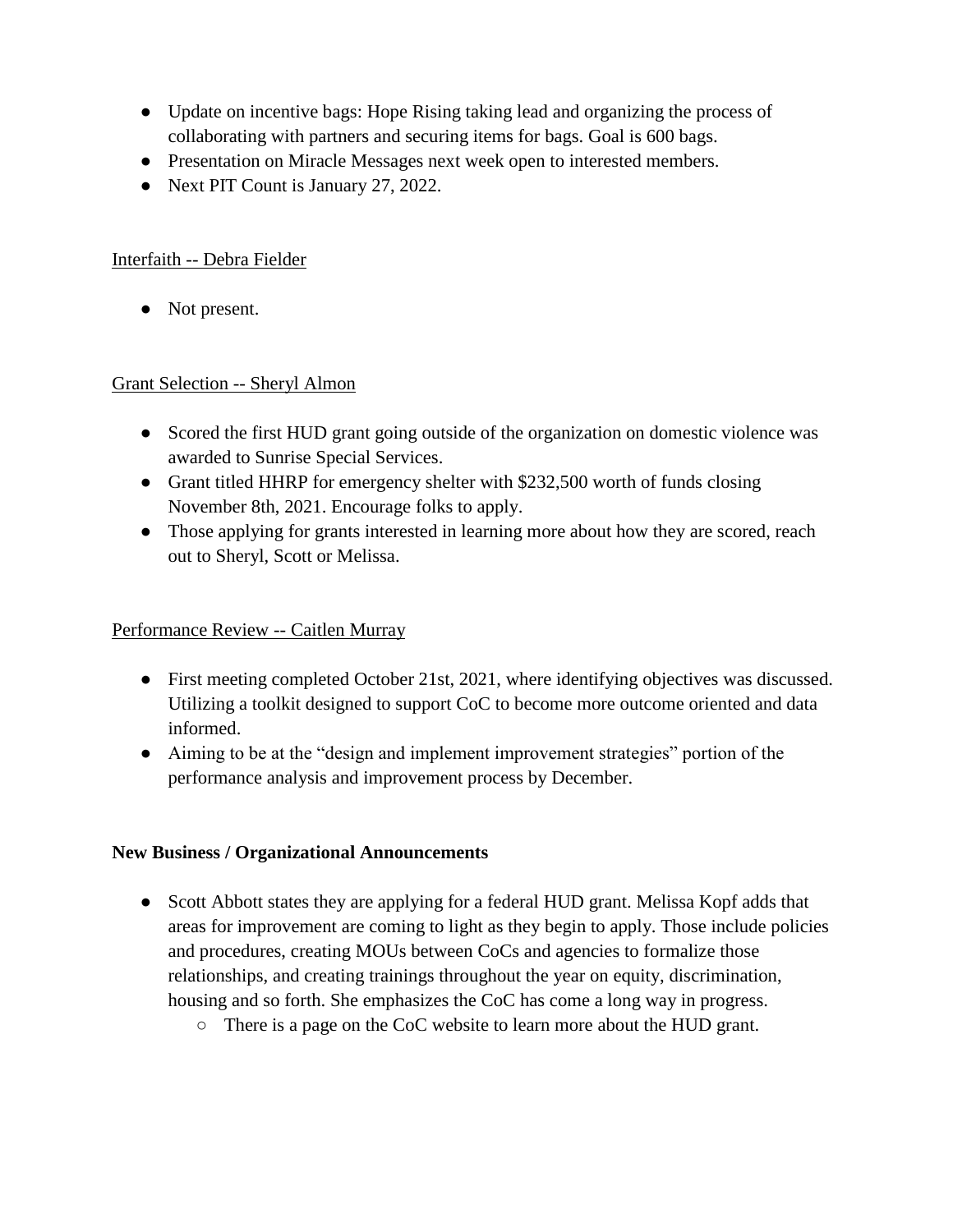- Update on incentive bags: Hope Rising taking lead and organizing the process of collaborating with partners and securing items for bags. Goal is 600 bags.
- Presentation on Miracle Messages next week open to interested members.
- Next PIT Count is January 27, 2022.

<u>Interfaith -- Debra Fielder</u>

- Not present.

<u>Grant Selection -- Sheryl Almon</u>

- Scored the first HUD grant going outside of the organization on domestic violence was awarded to Sunrise Special Services.
- Grant titled HHRP for emergency shelter with $232,500 worth of funds closing November 8th, 2021. Encourage folks to apply.
- Those applying for grants interested in learning more about how they are scored, reach out to Sheryl, Scott or Melissa.

<u>Performance Review -- Caitlen Murray</u>

- First meeting completed October 21st, 2021, where identifying objectives was discussed. Utilizing a toolkit designed to support CoC to become more outcome oriented and data informed.
- Aiming to be at the "design and implement improvement strategies" portion of the performance analysis and improvement process by December.

**New Business / Organizational Announcements**

- Scott Abbott states they are applying for a federal HUD grant. Melissa Kopf adds that areas for improvement are coming to light as they begin to apply. Those include policies and procedures, creating MOUs between CoCs and agencies to formalize those relationships, and creating trainings throughout the year on equity, discrimination, housing and so forth. She emphasizes the CoC has come a long way in progress.
    - There is a page on the CoC website to learn more about the HUD grant.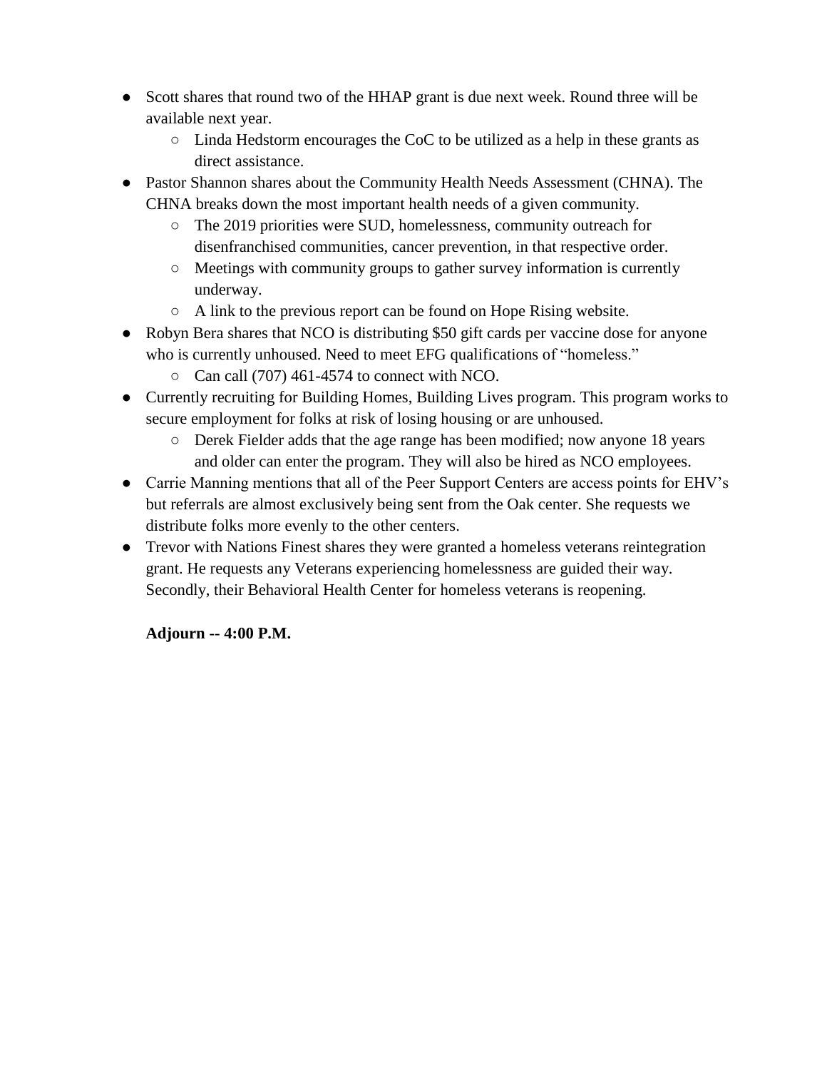- Scott shares that round two of the HHAP grant is due next week. Round three will be available next year.
  - Linda Hedstorm encourages the CoC to be utilized as a help in these grants as direct assistance.
- Pastor Shannon shares about the Community Health Needs Assessment (CHNA). The CHNA breaks down the most important health needs of a given community.
  - The 2019 priorities were SUD, homelessness, community outreach for disenfranchised communities, cancer prevention, in that respective order.
  - Meetings with community groups to gather survey information is currently underway.
  - A link to the previous report can be found on Hope Rising website.
- Robyn Bera shares that NCO is distributing $50 gift cards per vaccine dose for anyone who is currently unhoused. Need to meet EFG qualifications of "homeless."
  - Can call (707) 461-4574 to connect with NCO.
- Currently recruiting for Building Homes, Building Lives program. This program works to secure employment for folks at risk of losing housing or are unhoused.
  - Derek Fielder adds that the age range has been modified; now anyone 18 years and older can enter the program. They will also be hired as NCO employees.
- Carrie Manning mentions that all of the Peer Support Centers are access points for EHV's but referrals are almost exclusively being sent from the Oak center. She requests we distribute folks more evenly to the other centers.
- Trevor with Nations Finest shares they were granted a homeless veterans reintegration grant. He requests any Veterans experiencing homelessness are guided their way. Secondly, their Behavioral Health Center for homeless veterans is reopening.

**Adjourn -- 4:00 P.M.**